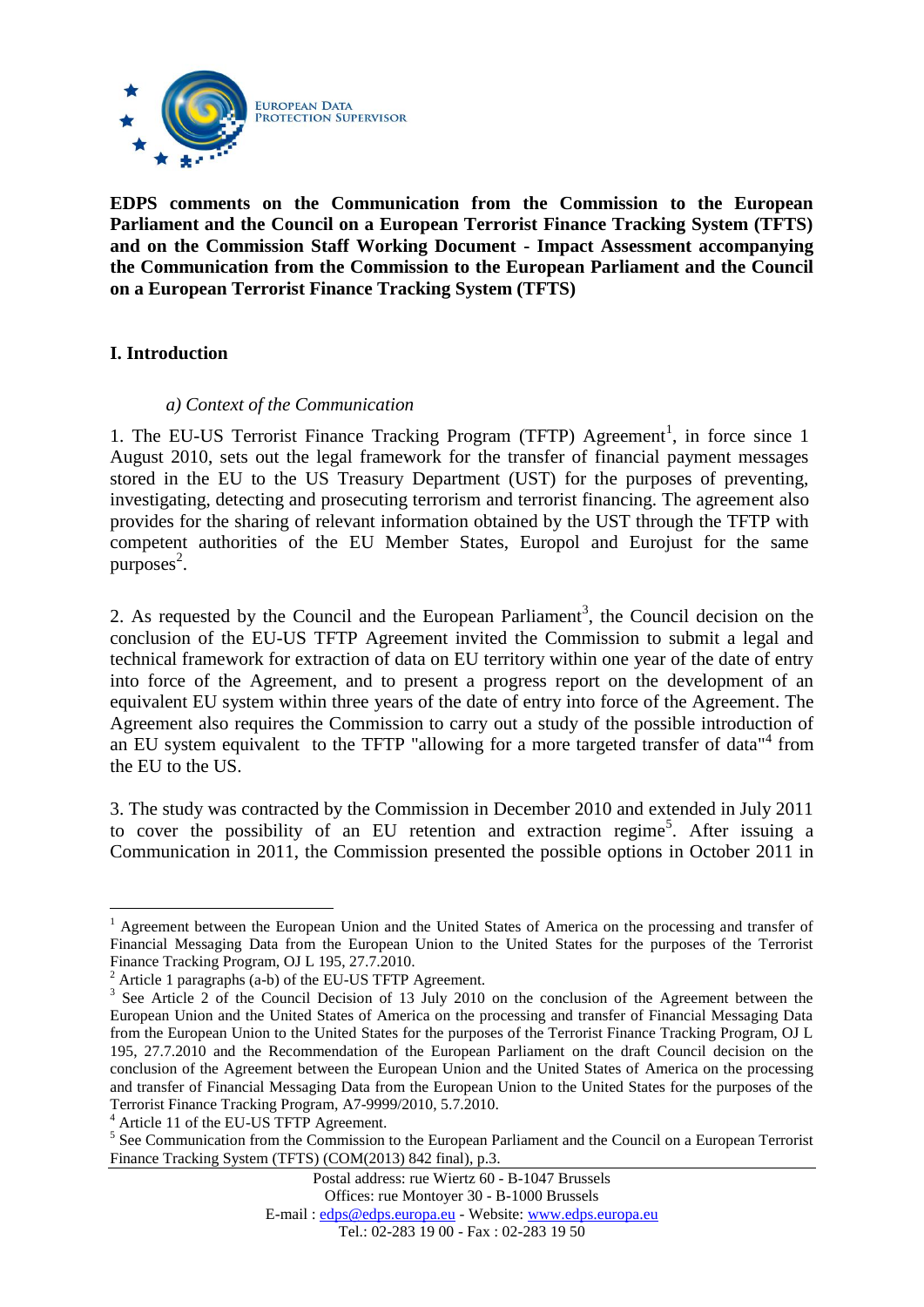EUROPEAN DATA PROTECTION SUPERVISOR

**EDPS comments on the Communication from the Commission to the European Parliament and the Council on a European Terrorist Finance Tracking System (TFTS) and on the Commission Staff Working Document - Impact Assessment accompanying the Communication from the Commission to the European Parliament and the Council on a European Terrorist Finance Tracking System (TFTS)**

## I. Introduction

### *a) Context of the Communication*

1. The EU-US Terrorist Finance Tracking Program (TFTP) Agreement[1], in force since 1 August 2010, sets out the legal framework for the transfer of financial payment messages stored in the EU to the US Treasury Department (UST) for the purposes of preventing, investigating, detecting and prosecuting terrorism and terrorist financing. The agreement also provides for the sharing of relevant information obtained by the UST through the TFTP with competent authorities of the EU Member States, Europol and Eurojust for the same purposes[2].

2. As requested by the Council and the European Parliament[3], the Council decision on the conclusion of the EU-US TFTP Agreement invited the Commission to submit a legal and technical framework for extraction of data on EU territory within one year of the date of entry into force of the Agreement, and to present a progress report on the development of an equivalent EU system within three years of the date of entry into force of the Agreement. The Agreement also requires the Commission to carry out a study of the possible introduction of an EU system equivalent to the TFTP "allowing for a more targeted transfer of data"[4] from the EU to the US.

3. The study was contracted by the Commission in December 2010 and extended in July 2011 to cover the possibility of an EU retention and extraction regime[5]. After issuing a Communication in 2011, the Commission presented the possible options in October 2011 in

---

[1] Agreement between the European Union and the United States of America on the processing and transfer of Financial Messaging Data from the European Union to the United States for the purposes of the Terrorist Finance Tracking Program, OJ L 195, 27.7.2010.

[2] Article 1 paragraphs (a-b) of the EU-US TFTP Agreement.

[3] See Article 2 of the Council Decision of 13 July 2010 on the conclusion of the Agreement between the European Union and the United States of America on the processing and transfer of Financial Messaging Data from the European Union to the United States for the purposes of the Terrorist Finance Tracking Program, OJ L 195, 27.7.2010 and the Recommendation of the European Parliament on the draft Council decision on the conclusion of the Agreement between the European Union and the United States of America on the processing and transfer of Financial Messaging Data from the European Union to the United States for the purposes of the Terrorist Finance Tracking Program, A7-9999/2010, 5.7.2010.

[4] Article 11 of the EU-US TFTP Agreement.

[5] See Communication from the Commission to the European Parliament and the Council on a European Terrorist Finance Tracking System (TFTS) (COM(2013) 842 final), p.3.

Postal address: rue Wiertz 60 - B-1047 Brussels
Offices: rue Montoyer 30 - B-1000 Brussels
E-mail : edps@edps.europa.eu - Website: www.edps.europa.eu
Tel.: 02-283 19 00 - Fax : 02-283 19 50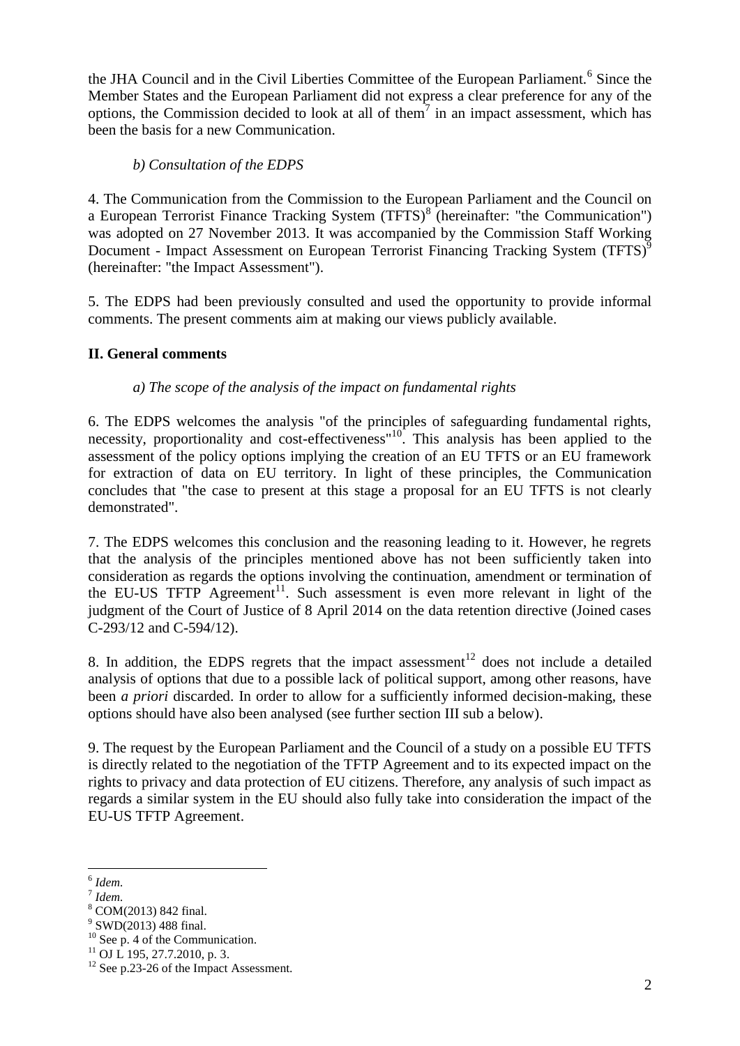the JHA Council and in the Civil Liberties Committee of the European Parliament.[6] Since the Member States and the European Parliament did not express a clear preference for any of the options, the Commission decided to look at all of them[7] in an impact assessment, which has been the basis for a new Communication.

### *b) Consultation of the EDPS*

4. The Communication from the Commission to the European Parliament and the Council on a European Terrorist Finance Tracking System (TFTS)[8] (hereinafter: "the Communication") was adopted on 27 November 2013. It was accompanied by the Commission Staff Working Document - Impact Assessment on European Terrorist Financing Tracking System (TFTS)[9] (hereinafter: "the Impact Assessment").

5. The EDPS had been previously consulted and used the opportunity to provide informal comments. The present comments aim at making our views publicly available.

## **II. General comments**

### *a) The scope of the analysis of the impact on fundamental rights*

6. The EDPS welcomes the analysis "of the principles of safeguarding fundamental rights, necessity, proportionality and cost-effectiveness"[10]. This analysis has been applied to the assessment of the policy options implying the creation of an EU TFTS or an EU framework for extraction of data on EU territory. In light of these principles, the Communication concludes that "the case to present at this stage a proposal for an EU TFTS is not clearly demonstrated".

7. The EDPS welcomes this conclusion and the reasoning leading to it. However, he regrets that the analysis of the principles mentioned above has not been sufficiently taken into consideration as regards the options involving the continuation, amendment or termination of the EU-US TFTP Agreement[11]. Such assessment is even more relevant in light of the judgment of the Court of Justice of 8 April 2014 on the data retention directive (Joined cases C-293/12 and C-594/12).

8. In addition, the EDPS regrets that the impact assessment[12] does not include a detailed analysis of options that due to a possible lack of political support, among other reasons, have been *a priori* discarded. In order to allow for a sufficiently informed decision-making, these options should have also been analysed (see further section III sub a below).

9. The request by the European Parliament and the Council of a study on a possible EU TFTS is directly related to the negotiation of the TFTP Agreement and to its expected impact on the rights to privacy and data protection of EU citizens. Therefore, any analysis of such impact as regards a similar system in the EU should also fully take into consideration the impact of the EU-US TFTP Agreement.

---

[6] *Idem.*
[7] *Idem.*
[8] COM(2013) 842 final.
[9] SWD(2013) 488 final.
[10] See p. 4 of the Communication.
[11] OJ L 195, 27.7.2010, p. 3.
[12] See p.23-26 of the Impact Assessment.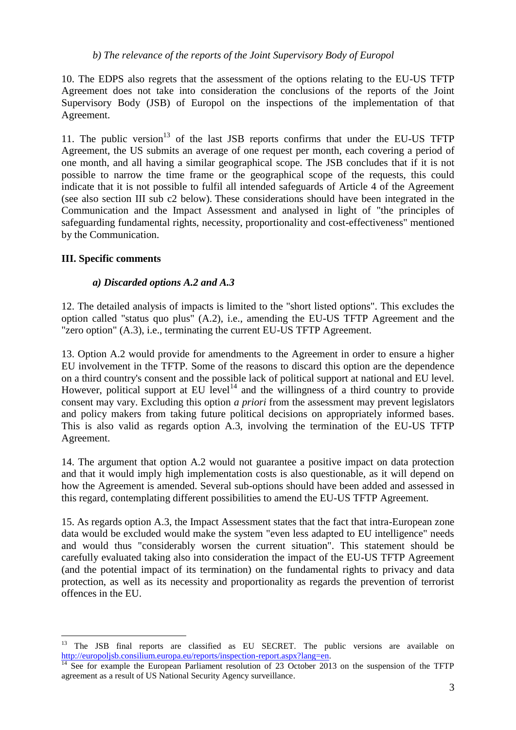*b) The relevance of the reports of the Joint Supervisory Body of Europol*

10. The EDPS also regrets that the assessment of the options relating to the EU-US TFTP Agreement does not take into consideration the conclusions of the reports of the Joint Supervisory Body (JSB) of Europol on the inspections of the implementation of that Agreement.

11. The public version[13] of the last JSB reports confirms that under the EU-US TFTP Agreement, the US submits an average of one request per month, each covering a period of one month, and all having a similar geographical scope. The JSB concludes that if it is not possible to narrow the time frame or the geographical scope of the requests, this could indicate that it is not possible to fulfil all intended safeguards of Article 4 of the Agreement (see also section III sub c2 below). These considerations should have been integrated in the Communication and the Impact Assessment and analysed in light of "the principles of safeguarding fundamental rights, necessity, proportionality and cost-effectiveness" mentioned by the Communication.

**III. Specific comments**

***a) Discarded options A.2 and A.3***

12. The detailed analysis of impacts is limited to the "short listed options". This excludes the option called "status quo plus" (A.2), i.e., amending the EU-US TFTP Agreement and the "zero option" (A.3), i.e., terminating the current EU-US TFTP Agreement.

13. Option A.2 would provide for amendments to the Agreement in order to ensure a higher EU involvement in the TFTP. Some of the reasons to discard this option are the dependence on a third country's consent and the possible lack of political support at national and EU level. However, political support at EU level[14] and the willingness of a third country to provide consent may vary. Excluding this option *a priori* from the assessment may prevent legislators and policy makers from taking future political decisions on appropriately informed bases. This is also valid as regards option A.3, involving the termination of the EU-US TFTP Agreement.

14. The argument that option A.2 would not guarantee a positive impact on data protection and that it would imply high implementation costs is also questionable, as it will depend on how the Agreement is amended. Several sub-options should have been added and assessed in this regard, contemplating different possibilities to amend the EU-US TFTP Agreement.

15. As regards option A.3, the Impact Assessment states that the fact that intra-European zone data would be excluded would make the system "even less adapted to EU intelligence" needs and would thus "considerably worsen the current situation". This statement should be carefully evaluated taking also into consideration the impact of the EU-US TFTP Agreement (and the potential impact of its termination) on the fundamental rights to privacy and data protection, as well as its necessity and proportionality as regards the prevention of terrorist offences in the EU.

---

[13] The JSB final reports are classified as EU SECRET. The public versions are available on http://europoljsb.consilium.europa.eu/reports/inspection-report.aspx?lang=en.

[14] See for example the European Parliament resolution of 23 October 2013 on the suspension of the TFTP agreement as a result of US National Security Agency surveillance.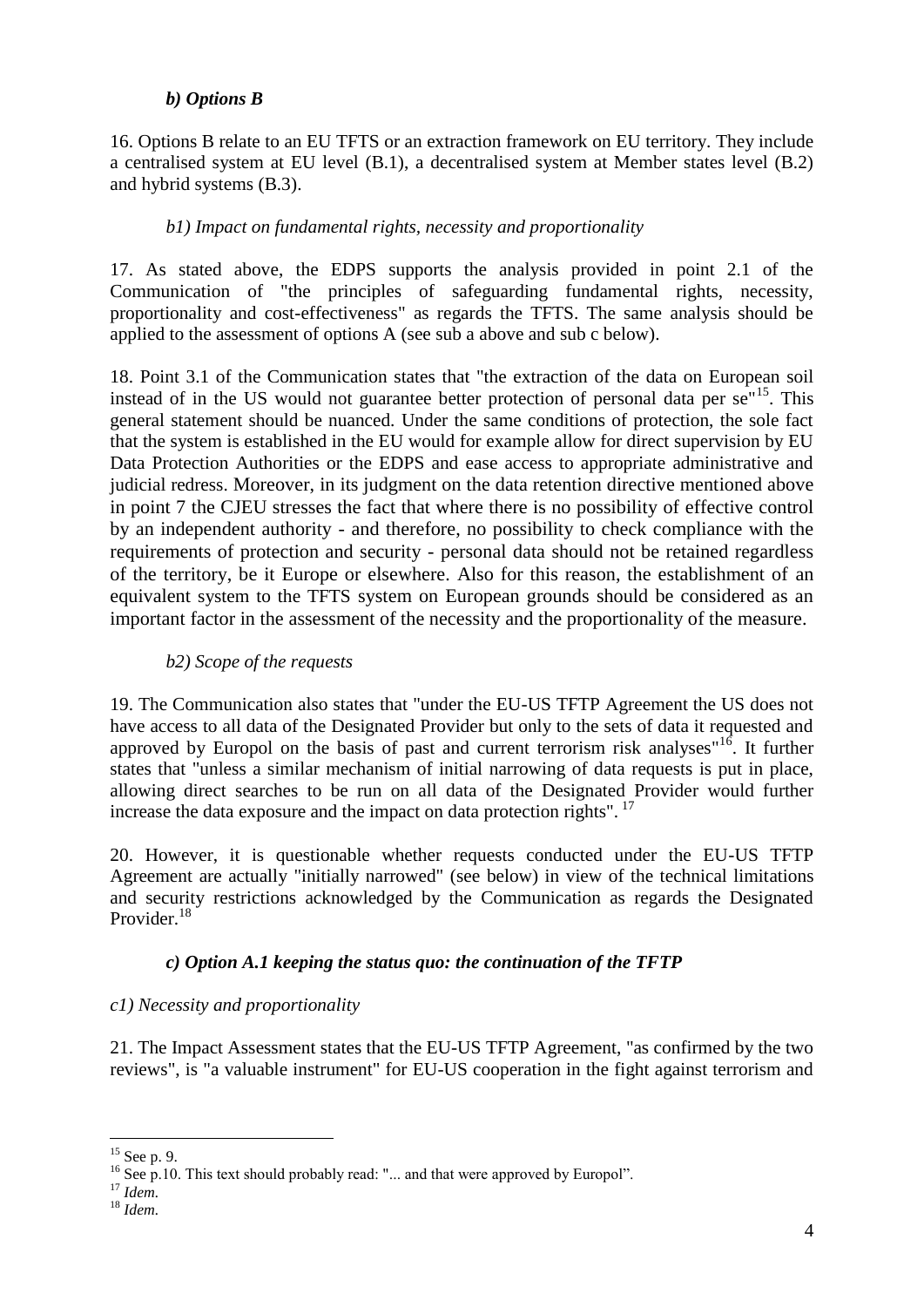### *b) Options B*

16. Options B relate to an EU TFTS or an extraction framework on EU territory. They include a centralised system at EU level (B.1), a decentralised system at Member states level (B.2) and hybrid systems (B.3).

#### *b1) Impact on fundamental rights, necessity and proportionality*

17. As stated above, the EDPS supports the analysis provided in point 2.1 of the Communication of "the principles of safeguarding fundamental rights, necessity, proportionality and cost-effectiveness" as regards the TFTS. The same analysis should be applied to the assessment of options A (see sub a above and sub c below).

18. Point 3.1 of the Communication states that "the extraction of the data on European soil instead of in the US would not guarantee better protection of personal data per se"[15]. This general statement should be nuanced. Under the same conditions of protection, the sole fact that the system is established in the EU would for example allow for direct supervision by EU Data Protection Authorities or the EDPS and ease access to appropriate administrative and judicial redress. Moreover, in its judgment on the data retention directive mentioned above in point 7 the CJEU stresses the fact that where there is no possibility of effective control by an independent authority - and therefore, no possibility to check compliance with the requirements of protection and security - personal data should not be retained regardless of the territory, be it Europe or elsewhere. Also for this reason, the establishment of an equivalent system to the TFTS system on European grounds should be considered as an important factor in the assessment of the necessity and the proportionality of the measure.

#### *b2) Scope of the requests*

19. The Communication also states that "under the EU-US TFTP Agreement the US does not have access to all data of the Designated Provider but only to the sets of data it requested and approved by Europol on the basis of past and current terrorism risk analyses"[16]. It further states that "unless a similar mechanism of initial narrowing of data requests is put in place, allowing direct searches to be run on all data of the Designated Provider would further increase the data exposure and the impact on data protection rights". [17]

20. However, it is questionable whether requests conducted under the EU-US TFTP Agreement are actually "initially narrowed" (see below) in view of the technical limitations and security restrictions acknowledged by the Communication as regards the Designated Provider.[18]

### *c) Option A.1 keeping the status quo: the continuation of the TFTP*

#### *c1) Necessity and proportionality*

21. The Impact Assessment states that the EU-US TFTP Agreement, "as confirmed by the two reviews", is "a valuable instrument" for EU-US cooperation in the fight against terrorism and

---

[15] See p. 9.

[16] See p.10. This text should probably read: "... and that were approved by Europol".

[17] *Idem.*

[18] *Idem.*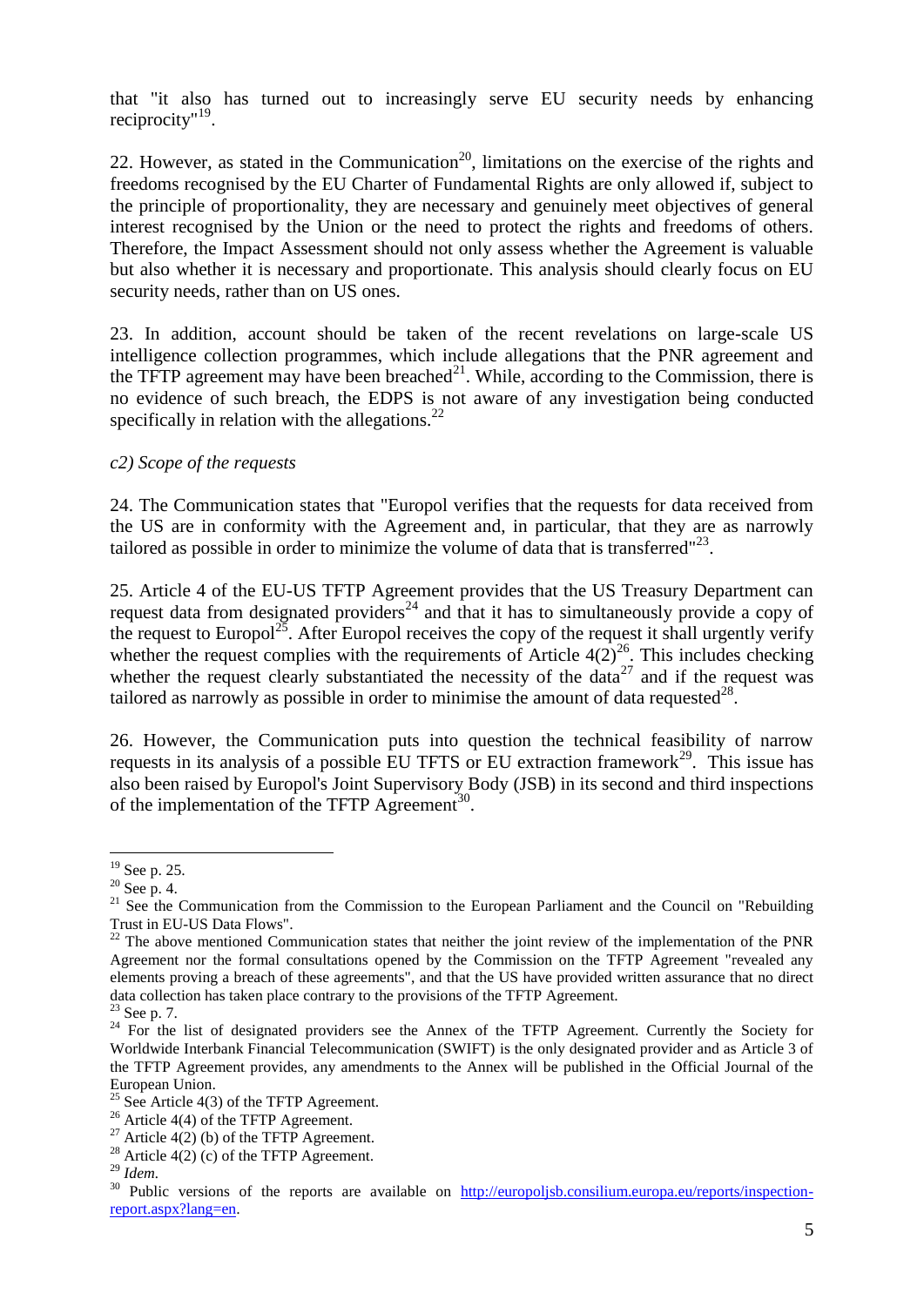that "it also has turned out to increasingly serve EU security needs by enhancing reciprocity"[19].

22. However, as stated in the Communication[20], limitations on the exercise of the rights and freedoms recognised by the EU Charter of Fundamental Rights are only allowed if, subject to the principle of proportionality, they are necessary and genuinely meet objectives of general interest recognised by the Union or the need to protect the rights and freedoms of others. Therefore, the Impact Assessment should not only assess whether the Agreement is valuable but also whether it is necessary and proportionate. This analysis should clearly focus on EU security needs, rather than on US ones.

23. In addition, account should be taken of the recent revelations on large-scale US intelligence collection programmes, which include allegations that the PNR agreement and the TFTP agreement may have been breached[21]. While, according to the Commission, there is no evidence of such breach, the EDPS is not aware of any investigation being conducted specifically in relation with the allegations.[22]

*c2) Scope of the requests*

24. The Communication states that "Europol verifies that the requests for data received from the US are in conformity with the Agreement and, in particular, that they are as narrowly tailored as possible in order to minimize the volume of data that is transferred"[23].

25. Article 4 of the EU-US TFTP Agreement provides that the US Treasury Department can request data from designated providers[24] and that it has to simultaneously provide a copy of the request to Europol[25]. After Europol receives the copy of the request it shall urgently verify whether the request complies with the requirements of Article 4(2)[26]. This includes checking whether the request clearly substantiated the necessity of the data[27] and if the request was tailored as narrowly as possible in order to minimise the amount of data requested[28].

26. However, the Communication puts into question the technical feasibility of narrow requests in its analysis of a possible EU TFTS or EU extraction framework[29]. This issue has also been raised by Europol's Joint Supervisory Body (JSB) in its second and third inspections of the implementation of the TFTP Agreement[30].

---

[19] See p. 25.

[20] See p. 4.

[21] See the Communication from the Commission to the European Parliament and the Council on "Rebuilding Trust in EU-US Data Flows".

[22] The above mentioned Communication states that neither the joint review of the implementation of the PNR Agreement nor the formal consultations opened by the Commission on the TFTP Agreement "revealed any elements proving a breach of these agreements", and that the US have provided written assurance that no direct data collection has taken place contrary to the provisions of the TFTP Agreement.

[23] See p. 7.

[24] For the list of designated providers see the Annex of the TFTP Agreement. Currently the Society for Worldwide Interbank Financial Telecommunication (SWIFT) is the only designated provider and as Article 3 of the TFTP Agreement provides, any amendments to the Annex will be published in the Official Journal of the European Union.

[25] See Article 4(3) of the TFTP Agreement.

[26] Article 4(4) of the TFTP Agreement.

[27] Article 4(2) (b) of the TFTP Agreement.

[28] Article 4(2) (c) of the TFTP Agreement.

[29] *Idem*.

[30] Public versions of the reports are available on http://europoljsb.consilium.europa.eu/reports/inspection-report.aspx?lang=en.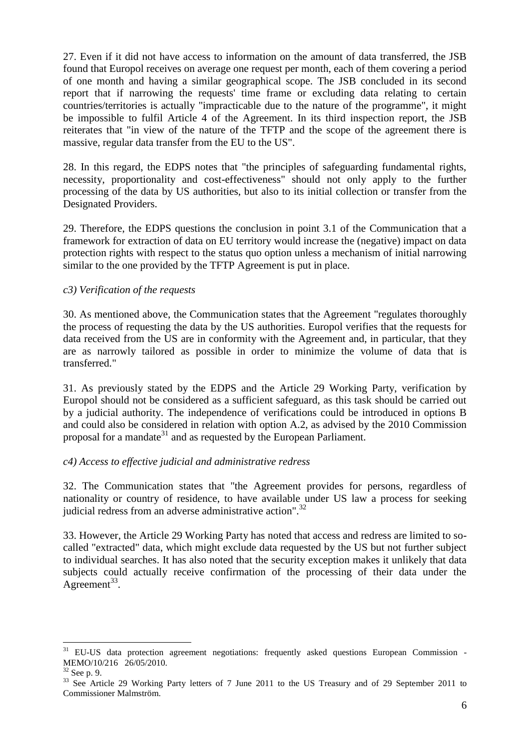27. Even if it did not have access to information on the amount of data transferred, the JSB found that Europol receives on average one request per month, each of them covering a period of one month and having a similar geographical scope. The JSB concluded in its second report that if narrowing the requests' time frame or excluding data relating to certain countries/territories is actually "impracticable due to the nature of the programme", it might be impossible to fulfil Article 4 of the Agreement. In its third inspection report, the JSB reiterates that "in view of the nature of the TFTP and the scope of the agreement there is massive, regular data transfer from the EU to the US".

28. In this regard, the EDPS notes that "the principles of safeguarding fundamental rights, necessity, proportionality and cost-effectiveness" should not only apply to the further processing of the data by US authorities, but also to its initial collection or transfer from the Designated Providers.

29. Therefore, the EDPS questions the conclusion in point 3.1 of the Communication that a framework for extraction of data on EU territory would increase the (negative) impact on data protection rights with respect to the status quo option unless a mechanism of initial narrowing similar to the one provided by the TFTP Agreement is put in place.

*c3) Verification of the requests*

30. As mentioned above, the Communication states that the Agreement "regulates thoroughly the process of requesting the data by the US authorities. Europol verifies that the requests for data received from the US are in conformity with the Agreement and, in particular, that they are as narrowly tailored as possible in order to minimize the volume of data that is transferred."

31. As previously stated by the EDPS and the Article 29 Working Party, verification by Europol should not be considered as a sufficient safeguard, as this task should be carried out by a judicial authority. The independence of verifications could be introduced in options B and could also be considered in relation with option A.2, as advised by the 2010 Commission proposal for a mandate[31] and as requested by the European Parliament.

*c4) Access to effective judicial and administrative redress*

32. The Communication states that "the Agreement provides for persons, regardless of nationality or country of residence, to have available under US law a process for seeking judicial redress from an adverse administrative action".[32]

33. However, the Article 29 Working Party has noted that access and redress are limited to so-called "extracted" data, which might exclude data requested by the US but not further subject to individual searches. It has also noted that the security exception makes it unlikely that data subjects could actually receive confirmation of the processing of their data under the Agreement[33].

---

[31] EU-US data protection agreement negotiations: frequently asked questions European Commission - MEMO/10/216 26/05/2010.

[32] See p. 9.

[33] See Article 29 Working Party letters of 7 June 2011 to the US Treasury and of 29 September 2011 to Commissioner Malmström.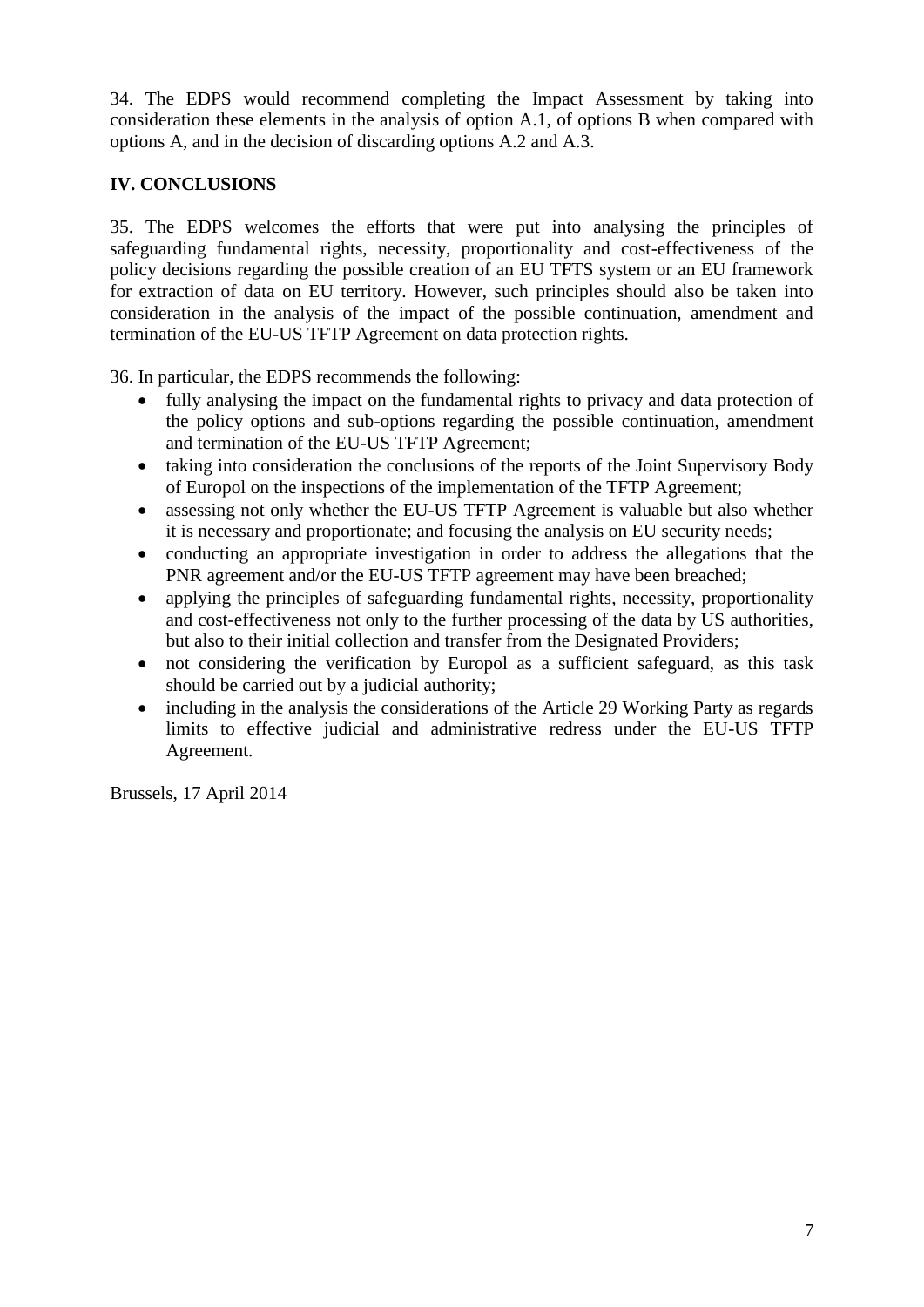34. The EDPS would recommend completing the Impact Assessment by taking into consideration these elements in the analysis of option A.1, of options B when compared with options A, and in the decision of discarding options A.2 and A.3.

## IV. CONCLUSIONS

35. The EDPS welcomes the efforts that were put into analysing the principles of safeguarding fundamental rights, necessity, proportionality and cost-effectiveness of the policy decisions regarding the possible creation of an EU TFTS system or an EU framework for extraction of data on EU territory. However, such principles should also be taken into consideration in the analysis of the impact of the possible continuation, amendment and termination of the EU-US TFTP Agreement on data protection rights.

36. In particular, the EDPS recommends the following:

- fully analysing the impact on the fundamental rights to privacy and data protection of the policy options and sub-options regarding the possible continuation, amendment and termination of the EU-US TFTP Agreement;
- taking into consideration the conclusions of the reports of the Joint Supervisory Body of Europol on the inspections of the implementation of the TFTP Agreement;
- assessing not only whether the EU-US TFTP Agreement is valuable but also whether it is necessary and proportionate; and focusing the analysis on EU security needs;
- conducting an appropriate investigation in order to address the allegations that the PNR agreement and/or the EU-US TFTP agreement may have been breached;
- applying the principles of safeguarding fundamental rights, necessity, proportionality and cost-effectiveness not only to the further processing of the data by US authorities, but also to their initial collection and transfer from the Designated Providers;
- not considering the verification by Europol as a sufficient safeguard, as this task should be carried out by a judicial authority;
- including in the analysis the considerations of the Article 29 Working Party as regards limits to effective judicial and administrative redress under the EU-US TFTP Agreement.

Brussels, 17 April 2014